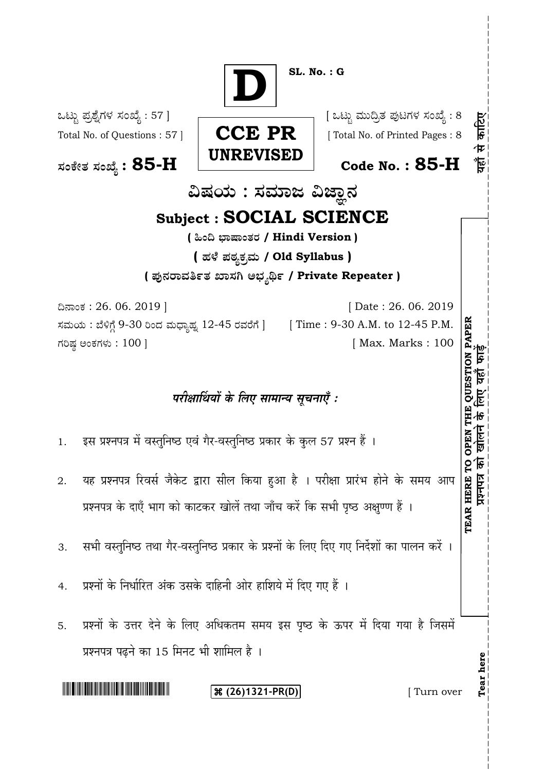**D**

**SL. No. : G**

ಒಟ್ಟು ಪ್ರಶ್ನೆಗಳ ಸಂಖ್ಯೆ : 57 ]
Total No. of Questions : 57 ]

[ ಒಟ್ಟು ಮುದ್ರಿತ ಪುಟಗಳ ಸಂಖ್ಯೆ : 8
[ Total No. of Printed Pages : 8

**CCE PR**
**UNREVISED**

ಸಂಕೇತ ಸಂಖ್ಯೆ : **85-H** | **Code No. : 85-H**

# ವಿಷಯ : ಸಮಾಜ ವಿಜ್ಞಾನ

# Subject : SOCIAL SCIENCE

**( ಹಿಂದಿ ಭಾಷಾಂತರ / Hindi Version )**

**( ಹಳೆ ಪಠ್ಯಕ್ರಮ / Old Syllabus )**

**( ಪುನರಾವರ್ತಿತ ಖಾಸಗಿ ಅಭ್ಯರ್ಥಿ / Private Repeater )**

ದಿನಾಂಕ : 26. 06. 2019 ] | [ Date : 26. 06. 2019

ಸಮಯ : ಬೆಳಿಗ್ಗೆ 9-30 ರಿಂದ ಮಧ್ಯಾಹ್ನ 12-45 ರವರೆಗೆ ] | [ Time : 9-30 A.M. to 12-45 P.M.

ಗರಿಷ್ಠ ಅಂಕಗಳು : 100 ] | [ Max. Marks : 100

*परीक्षार्थियों के लिए सामान्य सूचनाएँ :*

1. इस प्रश्नपत्र में वस्तुनिष्ठ एवं गैर-वस्तुनिष्ठ प्रकार के कुल 57 प्रश्न हैं ।
2. यह प्रश्नपत्र रिवर्स जैकेट द्वारा सील किया हुआ है । परीक्षा प्रारंभ होने के समय आप प्रश्नपत्र के दाएँ भाग को काटकर खोलें तथा जाँच करें कि सभी पृष्ठ अक्षुण्ण हैं ।
3. सभी वस्तुनिष्ठ तथा गैर-वस्तुनिष्ठ प्रकार के प्रश्नों के लिए दिए गए निर्देशों का पालन करें ।
4. प्रश्नों के निर्धारित अंक उसके दाहिनी ओर हाशिये में दिए गए हैं ।
5. प्रश्नों के उत्तर देने के लिए अधिकतम समय इस पृष्ठ के ऊपर में दिया गया है जिसमें प्रश्नपत्र पढ़ने का 15 मिनट भी शामिल है ।

TEAR HERE TO OPEN THE QUESTION PAPER
प्रश्नपत्र को खोलने के लिए यहाँ फाड़ें

यहाँ से काटिए

Tear here

⌘ (26)1321-PR(D)

[ Turn over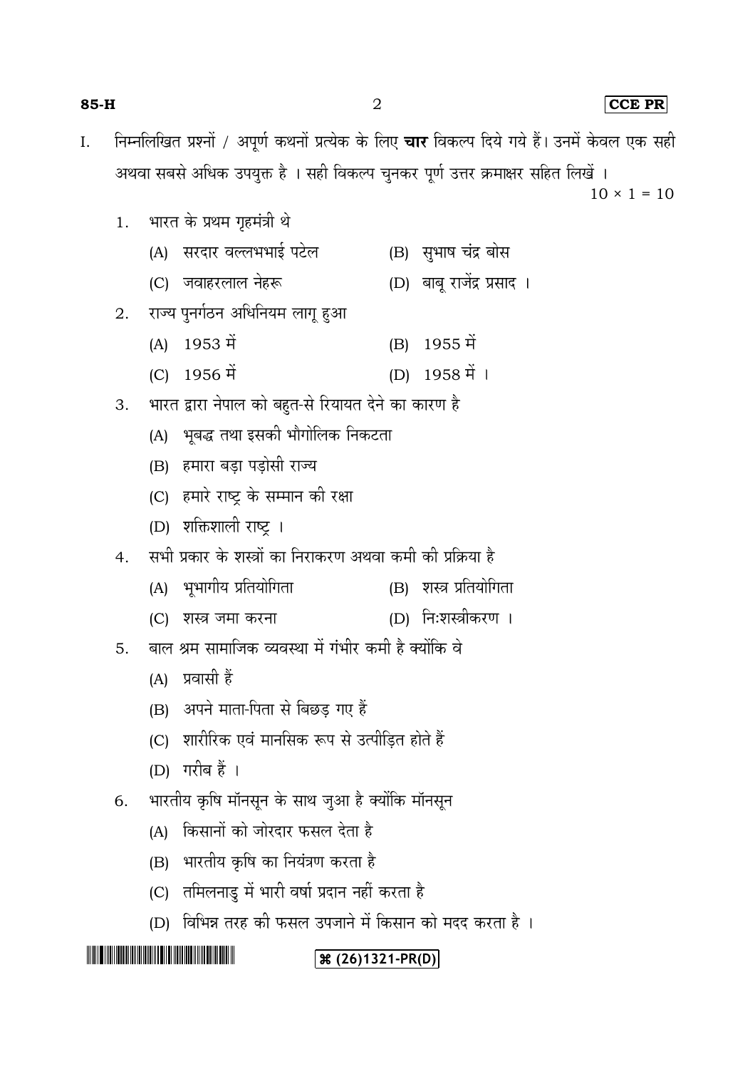I. निम्नलिखित प्रश्नों / अपूर्ण कथनों प्रत्येक के लिए **चार** विकल्प दिये गये हैं। उनमें केवल एक सही अथवा सबसे अधिक उपयुक्त है । सही विकल्प चुनकर पूर्ण उत्तर क्रमाक्षर सहित लिखें । $10 \times 1 = 10$

1. भारत के प्रथम गृहमंत्री थे
   - (A) सरदार वल्लभभाई पटेल
   - (B) सुभाष चंद्र बोस
   - (C) जवाहरलाल नेहरू
   - (D) बाबू राजेंद्र प्रसाद ।

2. राज्य पुनर्गठन अधिनियम लागू हुआ
   - (A) 1953 में
   - (B) 1955 में
   - (C) 1956 में
   - (D) 1958 में ।

3. भारत द्वारा नेपाल को बहुत-से रियायत देने का कारण है
   - (A) भूबद्ध तथा इसकी भौगोलिक निकटता
   - (B) हमारा बड़ा पड़ोसी राज्य
   - (C) हमारे राष्ट्र के सम्मान की रक्षा
   - (D) शक्तिशाली राष्ट्र ।

4. सभी प्रकार के शस्त्रों का निराकरण अथवा कमी की प्रक्रिया है
   - (A) भूभागीय प्रतियोगिता
   - (B) शस्त्र प्रतियोगिता
   - (C) शस्त्र जमा करना
   - (D) निःशस्त्रीकरण ।

5. बाल श्रम सामाजिक व्यवस्था में गंभीर कमी है क्योंकि वे
   - (A) प्रवासी हैं
   - (B) अपने माता-पिता से बिछड़ गए हैं
   - (C) शारीरिक एवं मानसिक रूप से उत्पीड़ित होते हैं
   - (D) गरीब हैं ।

6. भारतीय कृषि मॉनसून के साथ जुआ है क्योंकि मॉनसून
   - (A) किसानों को जोरदार फसल देता है
   - (B) भारतीय कृषि का नियंत्रण करता है
   - (C) तमिलनाडु में भारी वर्षा प्रदान नहीं करता है
   - (D) विभिन्न तरह की फसल उपजाने में किसान को मदद करता है ।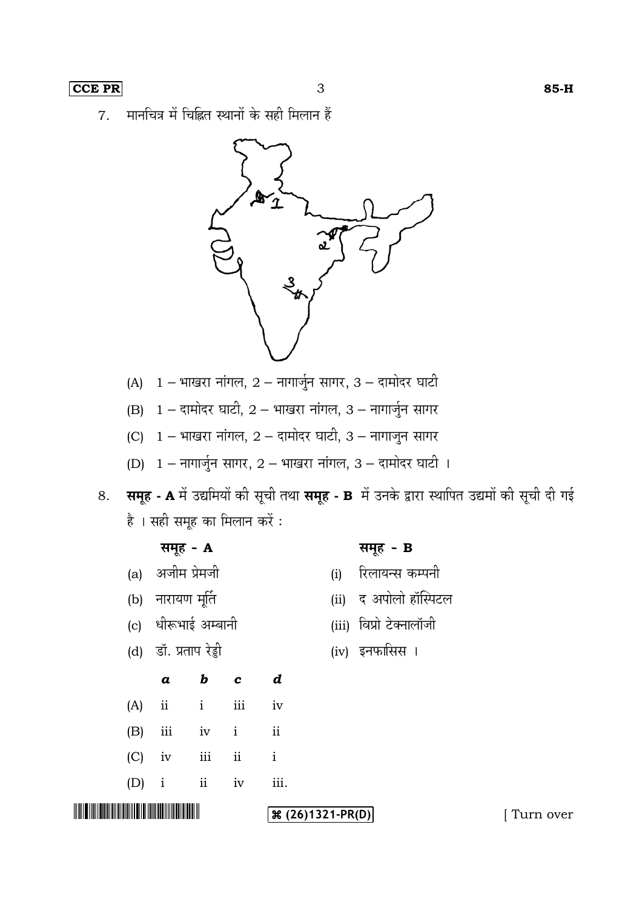7. मानचित्र में चिह्नित स्थानों के सही मिलान हैं

(A) 1 – भाखरा नांगल, 2 – नागार्जुन सागर, 3 – दामोदर घाटी

(B) 1 – दामोदर घाटी, 2 – भाखरा नांगल, 3 – नागार्जुन सागर

(C) 1 – भाखरा नांगल, 2 – दामोदर घाटी, 3 – नागाजुन सागर

(D) 1 – नागार्जुन सागर, 2 – भाखरा नांगल, 3 – दामोदर घाटी ।

8. **समूह - A** में उद्यमियों की सूची तथा **समूह - B** में उनके द्वारा स्थापित उद्यमों की सूची दी गई है । सही समूह का मिलान करें :

| **समूह - A** | **समूह - B** |
|---|---|
| (a) अजीम प्रेमजी | (i) रिलायन्स कम्पनी |
| (b) नारायण मूर्ति | (ii) द अपोलो हॉस्पिटल |
| (c) धीरूभाई अम्बानी | (iii) विप्रो टेक्नालॉजी |
| (d) डॉ. प्रताप रेड्डी | (iv) इनफासिस । |

| | *a* | *b* | *c* | *d* |
|---|---|---|---|---|
| (A) | ii | i | iii | iv |
| (B) | iii | iv | i | ii |
| (C) | iv | iii | ii | i |
| (D) | i | ii | iv | iii. |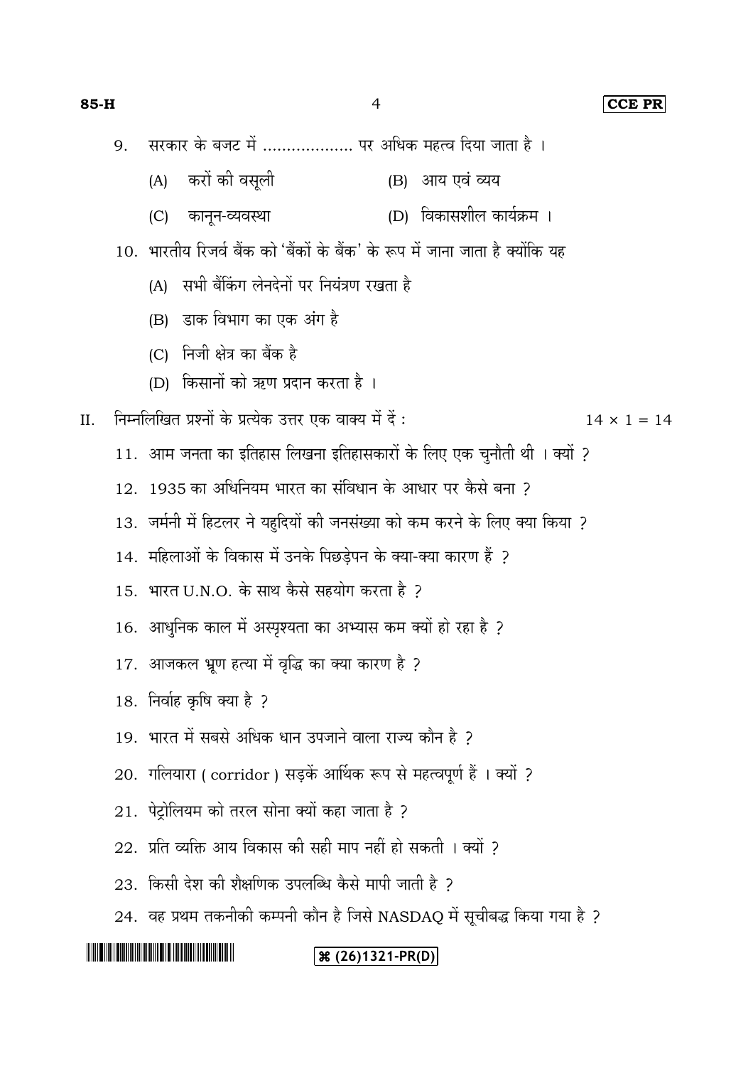9. सरकार के बजट में .................. पर अधिक महत्व दिया जाता है ।

   (A) करों की वसूली
   (B) आय एवं व्यय
   (C) कानून-व्यवस्था
   (D) विकासशील कार्यक्रम ।

10. भारतीय रिजर्व बैंक को 'बैंकों के बैंक' के रूप में जाना जाता है क्योंकि यह

   (A) सभी बैंकिंग लेनदेनों पर नियंत्रण रखता है
   (B) डाक विभाग का एक अंग है
   (C) निजी क्षेत्र का बैंक है
   (D) किसानों को ऋण प्रदान करता है ।

II. निम्नलिखित प्रश्नों के प्रत्येक उत्तर एक वाक्य में दें : $14 \times 1 = 14$

11. आम जनता का इतिहास लिखना इतिहासकारों के लिए एक चुनौती थी । क्यों ?

12. 1935 का अधिनियम भारत का संविधान के आधार पर कैसे बना ?

13. जर्मनी में हिटलर ने यहुदियों की जनसंख्या को कम करने के लिए क्या किया ?

14. महिलाओं के विकास में उनके पिछड़ेपन के क्या-क्या कारण हैं ?

15. भारत U.N.O. के साथ कैसे सहयोग करता है ?

16. आधुनिक काल में अस्पृश्यता का अभ्यास कम क्यों हो रहा है ?

17. आजकल भ्रूण हत्या में वृद्धि का क्या कारण है ?

18. निर्वाह कृषि क्या है ?

19. भारत में सबसे अधिक धान उपजाने वाला राज्य कौन है ?

20. गलियारा ( corridor ) सड़कें आर्थिक रूप से महत्वपूर्ण हैं । क्यों ?

21. पेट्रोलियम को तरल सोना क्यों कहा जाता है ?

22. प्रति व्यक्ति आय विकास की सही माप नहीं हो सकती । क्यों ?

23. किसी देश की शैक्षणिक उपलब्धि कैसे मापी जाती है ?

24. वह प्रथम तकनीकी कम्पनी कौन है जिसे NASDAQ में सूचीबद्ध किया गया है ?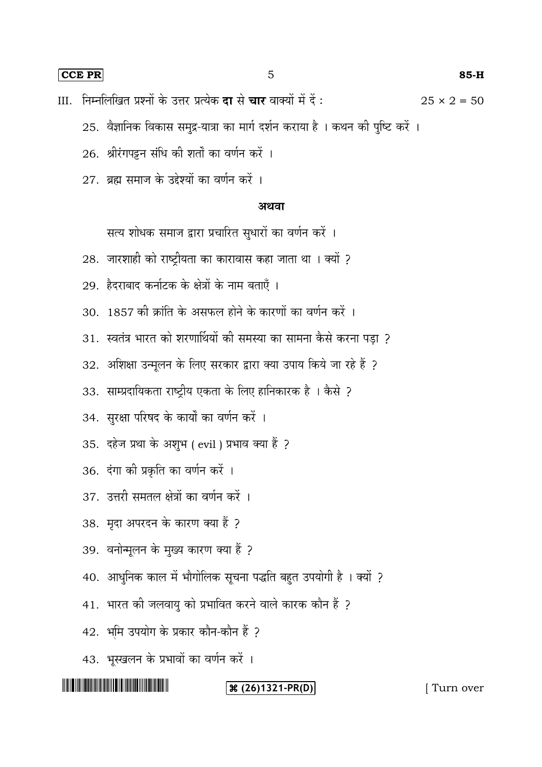III. निम्नलिखित प्रश्नों के उत्तर प्रत्येक **दा** से **चार** वाक्यों में दें : $25 \times 2 = 50$

25. वैज्ञानिक विकास समुद्र-यात्रा का मार्ग दर्शन कराया है । कथन की पुष्टि करें ।

26. श्रीरंगपट्टन संधि की शर्तों का वर्णन करें ।

27. ब्रह्म समाज के उद्देश्यों का वर्णन करें ।

**अथवा**

सत्य शोधक समाज द्वारा प्रचारित सुधारों का वर्णन करें ।

28. जारशाही को राष्ट्रीयता का कारावास कहा जाता था । क्यों ?

29. हैदराबाद कर्नाटक के क्षेत्रों के नाम बताएँ ।

30. 1857 की क्रांति के असफल होने के कारणों का वर्णन करें ।

31. स्वतंत्र भारत को शरणार्थियों की समस्या का सामना कैसे करना पड़ा ?

32. अशिक्षा उन्मूलन के लिए सरकार द्वारा क्या उपाय किये जा रहे हैं ?

33. साम्प्रदायिकता राष्ट्रीय एकता के लिए हानिकारक है । कैसे ?

34. सुरक्षा परिषद के कार्यों का वर्णन करें ।

35. दहेज प्रथा के अशुभ ( evil ) प्रभाव क्या हैं ?

36. दंगा की प्रकृति का वर्णन करें ।

37. उत्तरी समतल क्षेत्रों का वर्णन करें ।

38. मृदा अपरदन के कारण क्या हैं ?

39. वनोन्मूलन के मुख्य कारण क्या हैं ?

40. आधुनिक काल में भौगोलिक सूचना पद्धति बहुत उपयोगी है । क्यों ?

41. भारत की जलवायु को प्रभावित करने वाले कारक कौन हैं ?

42. भमि उपयोग के प्रकार कौन-कौन हैं ?

43. भूस्खलन के प्रभावों का वर्णन करें ।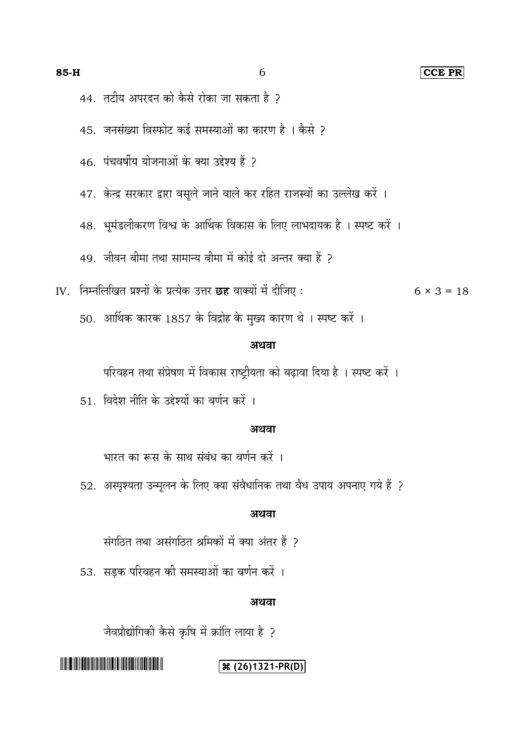44. तटीय अपरदन को कैसे रोका जा सकता है ?

45. जनसंख्या विस्फोट कई समस्याओं का कारण है । कैसे ?

46. पंचवर्षीय योजनाओं के क्या उद्देश्य हैं ?

47. केन्द्र सरकार द्वारा वसूले जाने वाले कर रहित राजस्वों का उल्लेख करें ।

48. भूमंडलीकरण विश्व के आर्थिक विकास के लिए लाभदायक है । स्पष्ट करें ।

49. जीवन बीमा तथा सामान्य बीमा में कोई दो अन्तर क्या हैं ?

IV. निम्नलिखित प्रश्नों के प्रत्येक उत्तर **छह** वाक्यों में दीजिए : $6 \times 3 = 18$

50. आर्थिक कारक 1857 के विद्रोह के मुख्य कारण थे । स्पष्ट करें ।

**अथवा**

परिवहन तथा संप्रेषण में विकास राष्ट्रीयता को बढ़ावा दिया है । स्पष्ट करें ।

51. विदेश नीति के उद्देश्यों का वर्णन करें ।

**अथवा**

भारत का रूस के साथ संबंध का वर्णन करें ।

52. अस्पृश्यता उन्मूलन के लिए क्या संवैधानिक तथा वैध उपाय अपनाए गये हैं ?

**अथवा**

संगठित तथा असंगठित श्रमिकों में क्या अंतर हैं ?

53. सड़क परिवहन की समस्याओं का वर्णन करें ।

**अथवा**

जैवप्रौद्योगिकी कैसे कृषि में क्रांति लाया है ?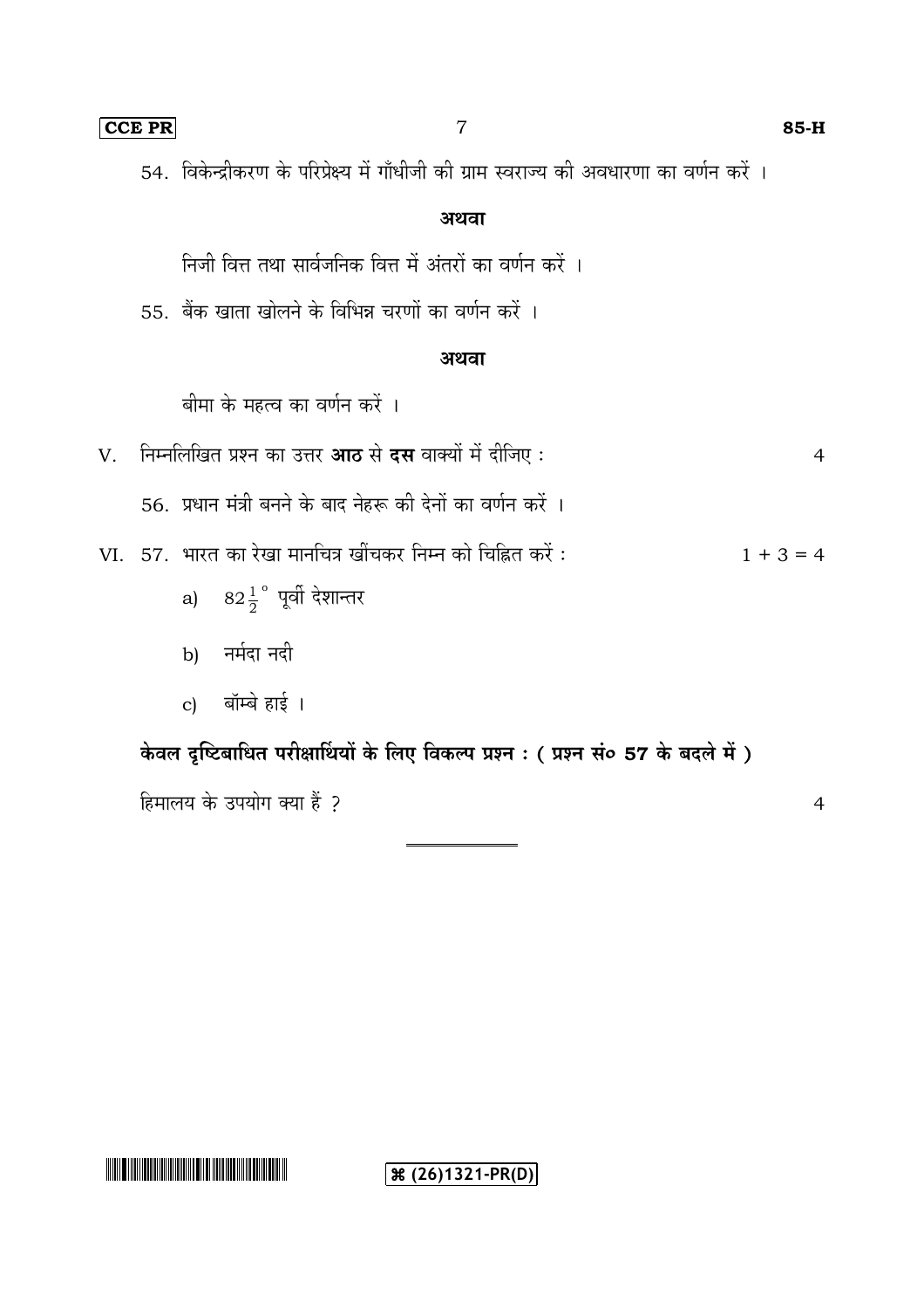54. विकेन्द्रीकरण के परिप्रेक्ष्य में गाँधीजी की ग्राम स्वराज्य की अवधारणा का वर्णन करें ।

**अथवा**

निजी वित्त तथा सार्वजनिक वित्त में अंतरों का वर्णन करें ।

55. बैंक खाता खोलने के विभिन्न चरणों का वर्णन करें ।

**अथवा**

बीमा के महत्व का वर्णन करें ।

V. निम्नलिखित प्रश्न का उत्तर **आठ** से **दस** वाक्यों में दीजिए : 4

56. प्रधान मंत्री बनने के बाद नेहरू की देनों का वर्णन करें ।

VI. 57. भारत का रेखा मानचित्र खींचकर निम्न को चिह्नित करें : $1 + 3 = 4$

a) $82\frac{1}{2}^{\circ}$ पूर्वी देशान्तर

b) नर्मदा नदी

c) बॉम्बे हाई ।

**केवल दृष्टिबाधित परीक्षार्थियों के लिए विकल्प प्रश्न : ( प्रश्न सं० 57 के बदले में )**

हिमालय के उपयोग क्या हैं ? 4